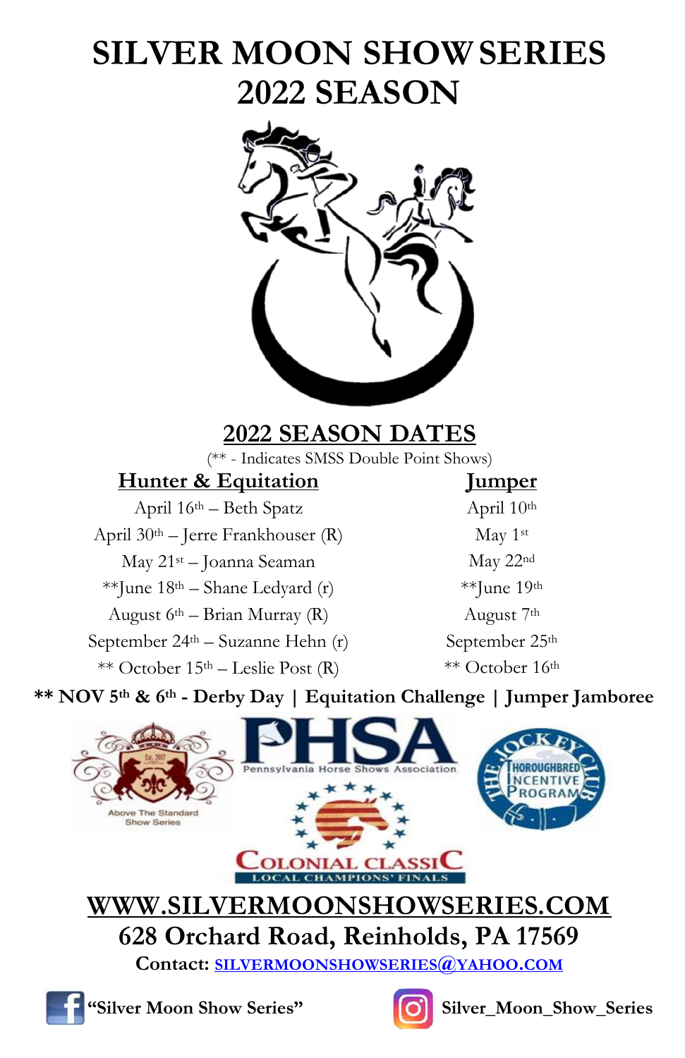# SILVER MOON SHOW SERIES 2022 SEASON

## 2022 SEASON DATES

(** - Indicates SMSS Double Point Shows)

| Hunter & Equitation | Jumper |
|---|---|
| April 16th – Beth Spatz | April 10th |
| April 30th – Jerre Frankhouser (R) | May 1st |
| May 21st – Joanna Seaman | May 22nd |
| **June 18th – Shane Ledyard (r) | **June 19th |
| August 6th – Brian Murray (R) | August 7th |
| September 24th – Suzanne Hehn (r) | September 25th |
| ** October 15th – Leslie Post (R) | ** October 16th |

**** NOV 5th & 6th - Derby Day | Equitation Challenge | Jumper Jamboree**

Above The Standard Show Series — PHSA Pennsylvania Horse Shows Association — The Jockey Club Thoroughbred Incentive Program — Colonial Classic Local Champions' Finals

**WWW.SILVERMOONSHOWSERIES.COM**

**628 Orchard Road, Reinholds, PA 17569**

**Contact: SILVERMOONSHOWSERIES@YAHOO.COM**

**"Silver Moon Show Series"** **Silver_Moon_Show_Series**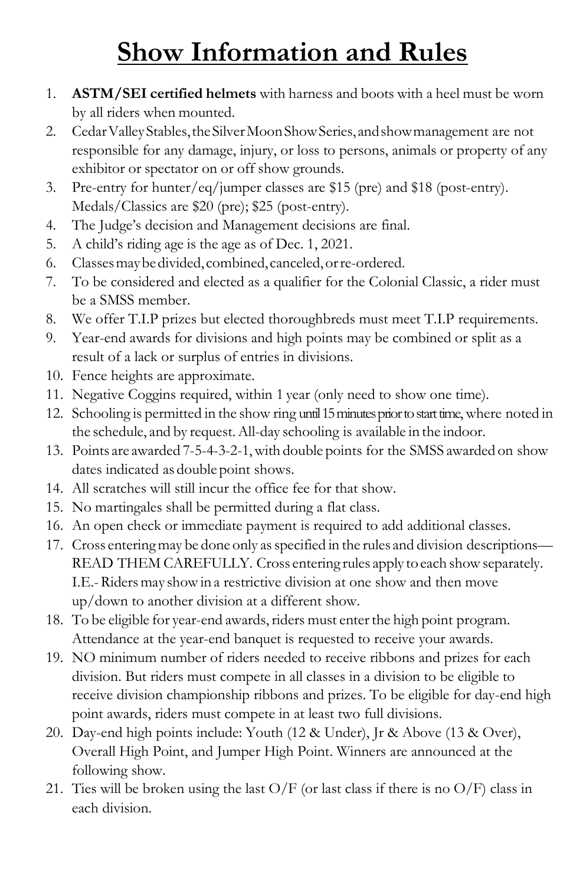# Show Information and Rules

1. **ASTM/SEI certified helmets** with harness and boots with a heel must be worn by all riders when mounted.
2. Cedar Valley Stables, the Silver Moon Show Series, and show management are not responsible for any damage, injury, or loss to persons, animals or property of any exhibitor or spectator on or off show grounds.
3. Pre-entry for hunter/eq/jumper classes are $15 (pre) and $18 (post-entry). Medals/Classics are $20 (pre); $25 (post-entry).
4. The Judge's decision and Management decisions are final.
5. A child's riding age is the age as of Dec. 1, 2021.
6. Classes may be divided, combined, canceled, or re-ordered.
7. To be considered and elected as a qualifier for the Colonial Classic, a rider must be a SMSS member.
8. We offer T.I.P prizes but elected thoroughbreds must meet T.I.P requirements.
9. Year-end awards for divisions and high points may be combined or split as a result of a lack or surplus of entries in divisions.
10. Fence heights are approximate.
11. Negative Coggins required, within 1 year (only need to show one time).
12. Schooling is permitted in the show ring until 15 minutes prior to start time, where noted in the schedule, and by request. All-day schooling is available in the indoor.
13. Points are awarded 7-5-4-3-2-1, with double points for the SMSS awarded on show dates indicated as double point shows.
14. All scratches will still incur the office fee for that show.
15. No martingales shall be permitted during a flat class.
16. An open check or immediate payment is required to add additional classes.
17. Cross entering may be done only as specified in the rules and division descriptions—READ THEM CAREFULLY. Cross entering rules apply to each show separately. I.E.- Riders may show in a restrictive division at one show and then move up/down to another division at a different show.
18. To be eligible for year-end awards, riders must enter the high point program. Attendance at the year-end banquet is requested to receive your awards.
19. NO minimum number of riders needed to receive ribbons and prizes for each division. But riders must compete in all classes in a division to be eligible to receive division championship ribbons and prizes. To be eligible for day-end high point awards, riders must compete in at least two full divisions.
20. Day-end high points include: Youth (12 & Under), Jr & Above (13 & Over), Overall High Point, and Jumper High Point. Winners are announced at the following show.
21. Ties will be broken using the last O/F (or last class if there is no O/F) class in each division.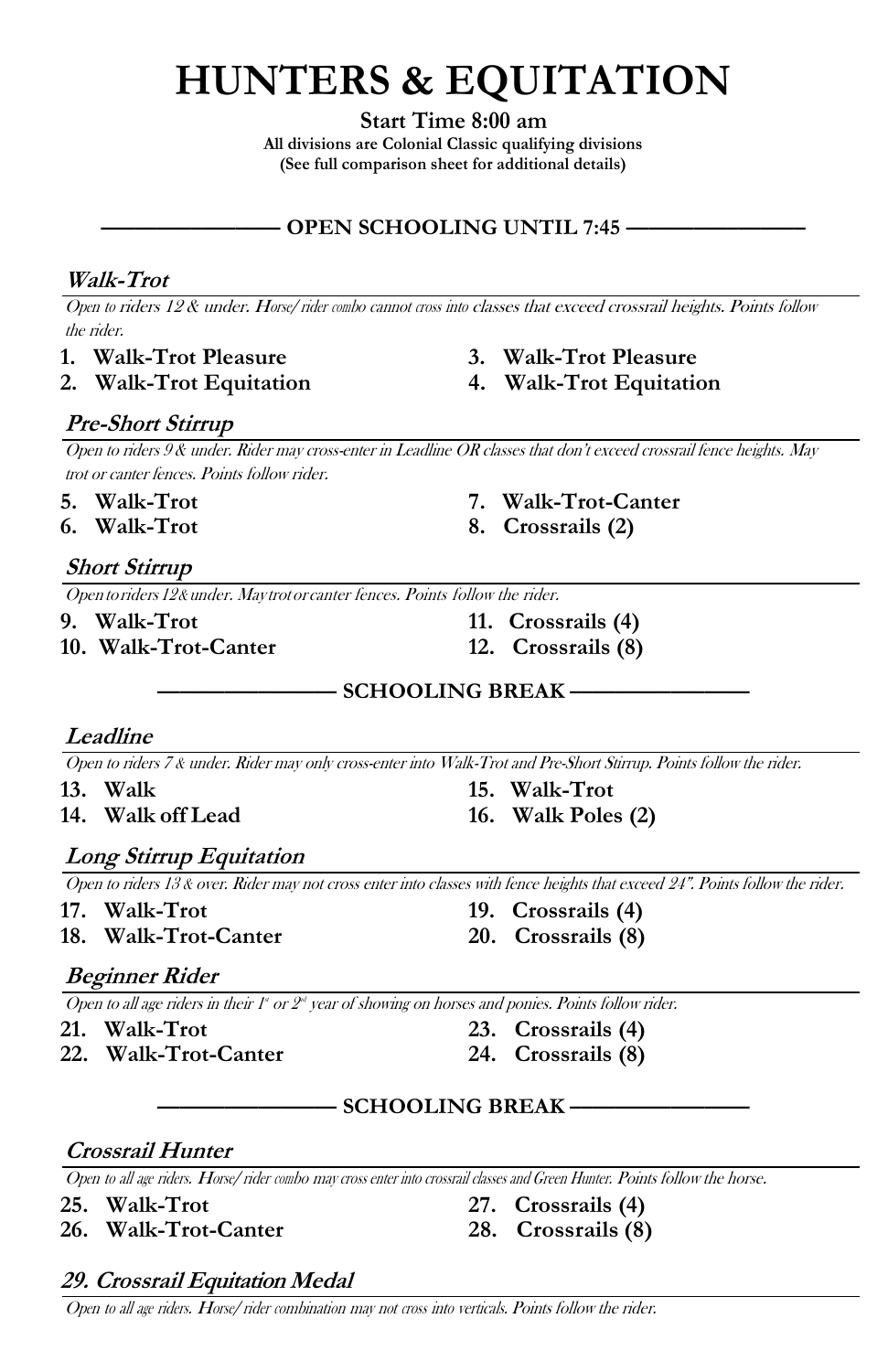# HUNTERS & EQUITATION

**Start Time 8:00 am**

**All divisions are Colonial Classic qualifying divisions**
**(See full comparison sheet for additional details)**

**——————— OPEN SCHOOLING UNTIL 7:45 ———————**

### *Walk-Trot*

*Open to riders 12 & under. Horse/rider combo cannot cross into classes that exceed crossrail heights. Points follow the rider.*

1. **Walk-Trot Pleasure**
2. **Walk-Trot Equitation**
3. **Walk-Trot Pleasure**
4. **Walk-Trot Equitation**

### *Pre-Short Stirrup*

*Open to riders 9 & under. Rider may cross-enter in Leadline OR classes that don't exceed crossrail fence heights. May trot or canter fences. Points follow rider.*

5. **Walk-Trot**
6. **Walk-Trot**
7. **Walk-Trot-Canter**
8. **Crossrails (2)**

### *Short Stirrup*

*Open to riders 12 & under. May trot or canter fences. Points follow the rider.*

9. **Walk-Trot**
10. **Walk-Trot-Canter**
11. **Crossrails (4)**
12. **Crossrails (8)**

**——————— SCHOOLING BREAK ———————**

### *Leadline*

*Open to riders 7 & under. Rider may only cross-enter into Walk-Trot and Pre-Short Stirrup. Points follow the rider.*

13. **Walk**
14. **Walk off Lead**
15. **Walk-Trot**
16. **Walk Poles (2)**

### *Long Stirrup Equitation*

*Open to riders 13 & over. Rider may not cross enter into classes with fence heights that exceed 24". Points follow the rider.*

17. **Walk-Trot**
18. **Walk-Trot-Canter**
19. **Crossrails (4)**
20. **Crossrails (8)**

### *Beginner Rider*

*Open to all age riders in their 1st or 2nd year of showing on horses and ponies. Points follow rider.*

21. **Walk-Trot**
22. **Walk-Trot-Canter**
23. **Crossrails (4)**
24. **Crossrails (8)**

**——————— SCHOOLING BREAK ———————**

### *Crossrail Hunter*

*Open to all age riders. Horse/rider combo may cross enter into crossrail classes and Green Hunter. Points follow the horse.*

25. **Walk-Trot**
26. **Walk-Trot-Canter**
27. **Crossrails (4)**
28. **Crossrails (8)**

### *29. Crossrail Equitation Medal*

*Open to all age riders. Horse/rider combination may not cross into verticals. Points follow the rider.*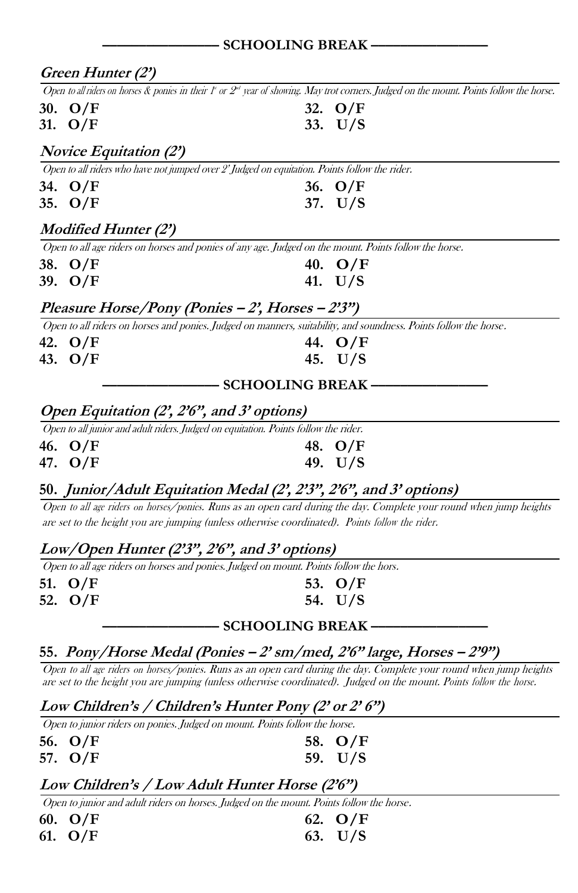—————— **SCHOOLING BREAK** ——————

### *Green Hunter (2')*

*Open to all riders on horses & ponies in their 1st or 2nd year of showing. May trot corners. Judged on the mount. Points follow the horse.*

**30. O/F**
**31. O/F**
**32. O/F**
**33. U/S**

### *Novice Equitation (2')*

*Open to all riders who have not jumped over 2' Judged on equitation. Points follow the rider.*

**34. O/F**
**35. O/F**
**36. O/F**
**37. U/S**

### *Modified Hunter (2')*

*Open to all age riders on horses and ponies of any age. Judged on the mount. Points follow the horse.*

**38. O/F**
**39. O/F**
**40. O/F**
**41. U/S**

### *Pleasure Horse/Pony (Ponies – 2', Horses – 2'3")*

*Open to all riders on horses and ponies. Judged on manners, suitability, and soundness. Points follow the horse.*

**42. O/F**
**43. O/F**
**44. O/F**
**45. U/S**

—————— **SCHOOLING BREAK** ——————

### *Open Equitation (2', 2'6", and 3' options)*

*Open to all junior and adult riders. Judged on equitation. Points follow the rider.*

**46. O/F**
**47. O/F**
**48. O/F**
**49. U/S**

### 50. *Junior/Adult Equitation Medal (2', 2'3", 2'6", and 3' options)*

*Open to all age riders on horses/ponies. Runs as an open card during the day. Complete your round when jump heights are set to the height you are jumping (unless otherwise coordinated). Points follow the rider.*

### *Low/Open Hunter (2'3", 2'6", and 3' options)*

*Open to all age riders on horses and ponies. Judged on mount. Points follow the hors.*

**51. O/F**
**52. O/F**
**53. O/F**
**54. U/S**

—————— **SCHOOLING BREAK** ——————

### 55. *Pony/Horse Medal (Ponies – 2' sm/med, 2'6" large, Horses – 2'9")*

*Open to all age riders on horses/ponies. Runs as an open card during the day. Complete your round when jump heights are set to the height you are jumping (unless otherwise coordinated). Judged on the mount. Points follow the horse.*

### *Low Children's / Children's Hunter Pony (2' or 2' 6")*

*Open to junior riders on ponies. Judged on mount. Points follow the horse.*

**56. O/F**
**57. O/F**
**58. O/F**
**59. U/S**

### *Low Children's / Low Adult Hunter Horse (2'6")*

*Open to junior and adult riders on horses. Judged on the mount. Points follow the horse.*

**60. O/F**
**61. O/F**
**62. O/F**
**63. U/S**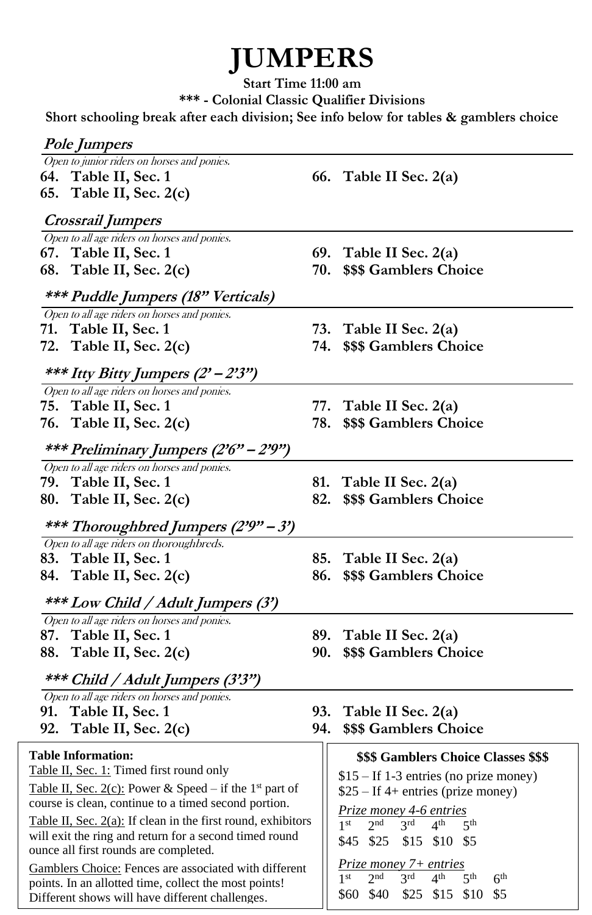# JUMPERS

**Start Time 11:00 am**

**\*\*\* - Colonial Classic Qualifier Divisions**

**Short schooling break after each division; See info below for tables & gamblers choice**

## *Pole Jumpers*

*Open to junior riders on horses and ponies.*

**64. Table II, Sec. 1**
**65. Table II, Sec. 2(c)**
**66. Table II Sec. 2(a)**

## *Crossrail Jumpers*

*Open to all age riders on horses and ponies.*

**67. Table II, Sec. 1**
**68. Table II, Sec. 2(c)**
**69. Table II Sec. 2(a)**
**70. $$$ Gamblers Choice**

## *\*\*\* Puddle Jumpers (18" Verticals)*

*Open to all age riders on horses and ponies.*

**71. Table II, Sec. 1**
**72. Table II, Sec. 2(c)**
**73. Table II Sec. 2(a)**
**74. $$$ Gamblers Choice**

## *\*\*\* Itty Bitty Jumpers (2' – 2'3")*

*Open to all age riders on horses and ponies.*

**75. Table II, Sec. 1**
**76. Table II, Sec. 2(c)**
**77. Table II Sec. 2(a)**
**78. $$$ Gamblers Choice**

## *\*\*\* Preliminary Jumpers (2'6" – 2'9")*

*Open to all age riders on horses and ponies.*

**79. Table II, Sec. 1**
**80. Table II, Sec. 2(c)**
**81. Table II Sec. 2(a)**
**82. $$$ Gamblers Choice**

## *\*\*\* Thoroughbred Jumpers (2'9" – 3')*

*Open to all age riders on thoroughbreds.*

**83. Table II, Sec. 1**
**84. Table II, Sec. 2(c)**
**85. Table II Sec. 2(a)**
**86. $$$ Gamblers Choice**

## *\*\*\* Low Child / Adult Jumpers (3')*

*Open to all age riders on horses and ponies.*

**87. Table II, Sec. 1**
**88. Table II, Sec. 2(c)**
**89. Table II Sec. 2(a)**
**90. $$$ Gamblers Choice**

## *\*\*\* Child / Adult Jumpers (3'3")*

*Open to all age riders on horses and ponies.*

**91. Table II, Sec. 1**
**92. Table II, Sec. 2(c)**
**93. Table II Sec. 2(a)**
**94. $$$ Gamblers Choice**

**Table Information:**

Table II, Sec. 1: Timed first round only

Table II, Sec. 2(c): Power & Speed – if the 1st part of course is clean, continue to a timed second portion.

Table II, Sec. 2(a): If clean in the first round, exhibitors will exit the ring and return for a second timed round ounce all first rounds are completed.

Gamblers Choice: Fences are associated with different points. In an allotted time, collect the most points! Different shows will have different challenges.

**$$$ Gamblers Choice Classes $$$**

$15 – If 1-3 entries (no prize money)
$25 – If 4+ entries (prize money)

*Prize money 4-6 entries*

| 1st | 2nd | 3rd | 4th | 5th |
|---|---|---|---|---|
| $45 | $25 | $15 | $10 | $5 |

*Prize money 7+ entries*

| 1st | 2nd | 3rd | 4th | 5th | 6th |
|---|---|---|---|---|---|
| $60 | $40 | $25 | $15 | $10 | $5 |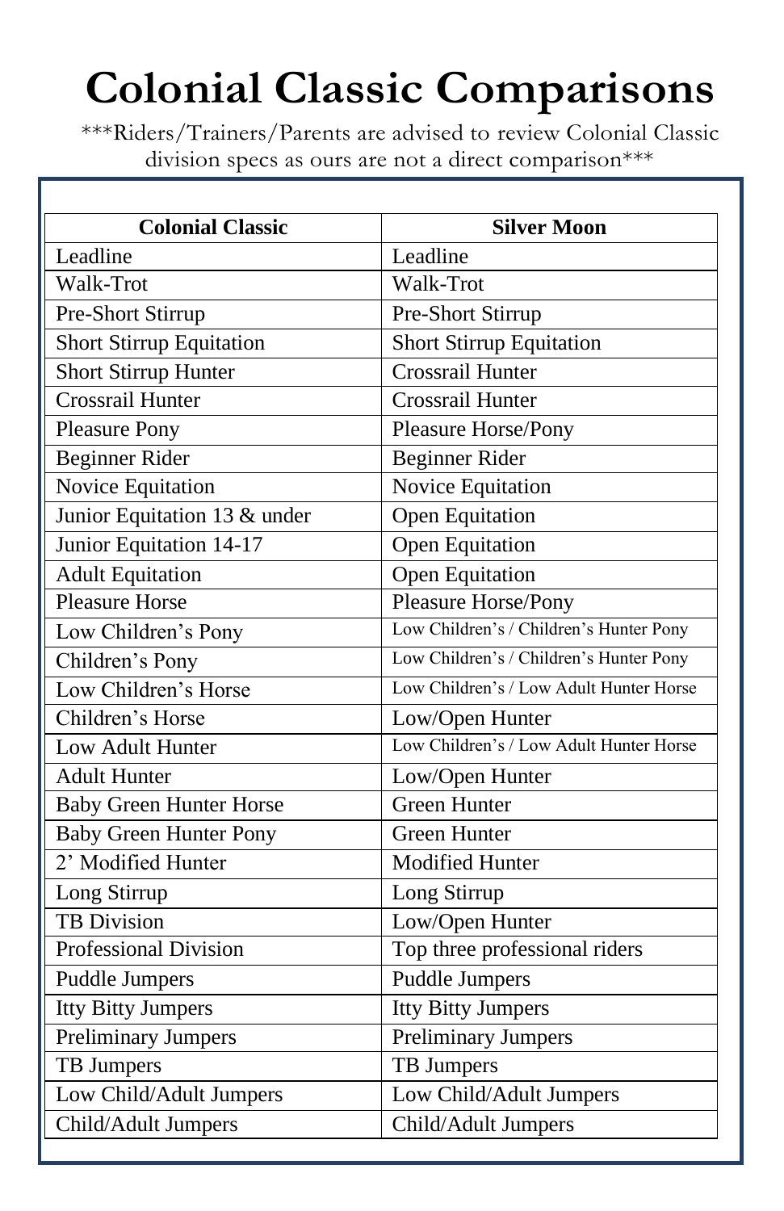# Colonial Classic Comparisons

\*\*\*Riders/Trainers/Parents are advised to review Colonial Classic division specs as ours are not a direct comparison\*\*\*

| Colonial Classic | Silver Moon |
|---|---|
| Leadline | Leadline |
| Walk-Trot | Walk-Trot |
| Pre-Short Stirrup | Pre-Short Stirrup |
| Short Stirrup Equitation | Short Stirrup Equitation |
| Short Stirrup Hunter | Crossrail Hunter |
| Crossrail Hunter | Crossrail Hunter |
| Pleasure Pony | Pleasure Horse/Pony |
| Beginner Rider | Beginner Rider |
| Novice Equitation | Novice Equitation |
| Junior Equitation 13 & under | Open Equitation |
| Junior Equitation 14-17 | Open Equitation |
| Adult Equitation | Open Equitation |
| Pleasure Horse | Pleasure Horse/Pony |
| Low Children's Pony | Low Children's / Children's Hunter Pony |
| Children's Pony | Low Children's / Children's Hunter Pony |
| Low Children's Horse | Low Children's / Low Adult Hunter Horse |
| Children's Horse | Low/Open Hunter |
| Low Adult Hunter | Low Children's / Low Adult Hunter Horse |
| Adult Hunter | Low/Open Hunter |
| Baby Green Hunter Horse | Green Hunter |
| Baby Green Hunter Pony | Green Hunter |
| 2' Modified Hunter | Modified Hunter |
| Long Stirrup | Long Stirrup |
| TB Division | Low/Open Hunter |
| Professional Division | Top three professional riders |
| Puddle Jumpers | Puddle Jumpers |
| Itty Bitty Jumpers | Itty Bitty Jumpers |
| Preliminary Jumpers | Preliminary Jumpers |
| TB Jumpers | TB Jumpers |
| Low Child/Adult Jumpers | Low Child/Adult Jumpers |
| Child/Adult Jumpers | Child/Adult Jumpers |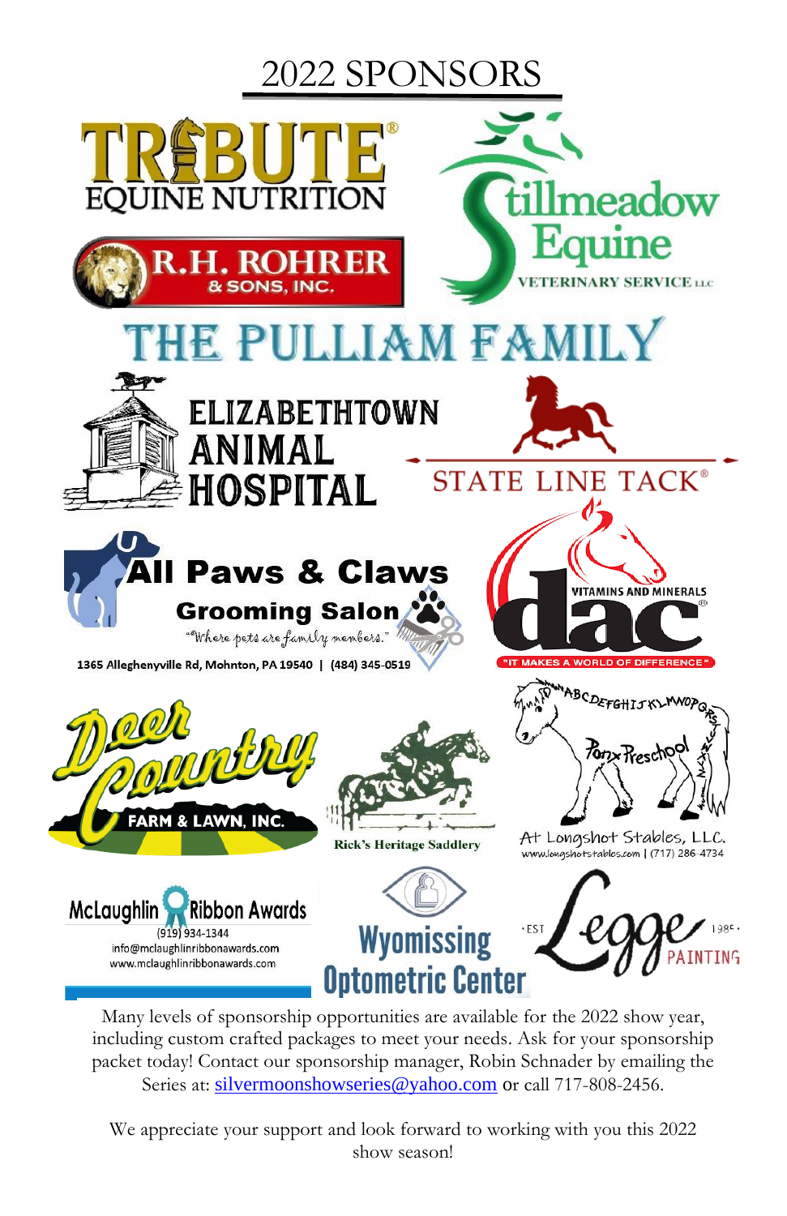# 2022 SPONSORS

TRIBUTE® EQUINE NUTRITION

R.H. ROHRER & SONS, INC.

Stillmeadow Equine VETERINARY SERVICE LLC

THE PULLIAM FAMILY

ELIZABETHTOWN ANIMAL HOSPITAL

STATE LINE TACK®

All Paws & Claws Grooming Salon

"Where pets are family members."

1365 Alleghenyville Rd, Mohnton, PA 19540 | (484) 345-0519

dac VITAMINS AND MINERALS®

"IT MAKES A WORLD OF DIFFERENCE"

Deer Country FARM & LAWN, INC.

Rick's Heritage Saddlery

Pony Preschool

At Longshot Stables, LLC.

www.longshotstables.com | (717) 286-4734

McLaughlin Ribbon Awards

(919) 934-1344

info@mclaughlinribbonawards.com

www.mclaughlinribbonawards.com

Wyomissing Optometric Center

EST 1985 Legge PAINTING

Many levels of sponsorship opportunities are available for the 2022 show year, including custom crafted packages to meet your needs. Ask for your sponsorship packet today! Contact our sponsorship manager, Robin Schnader by emailing the Series at: silvermoonshowseries@yahoo.com or call 717-808-2456.

We appreciate your support and look forward to working with you this 2022 show season!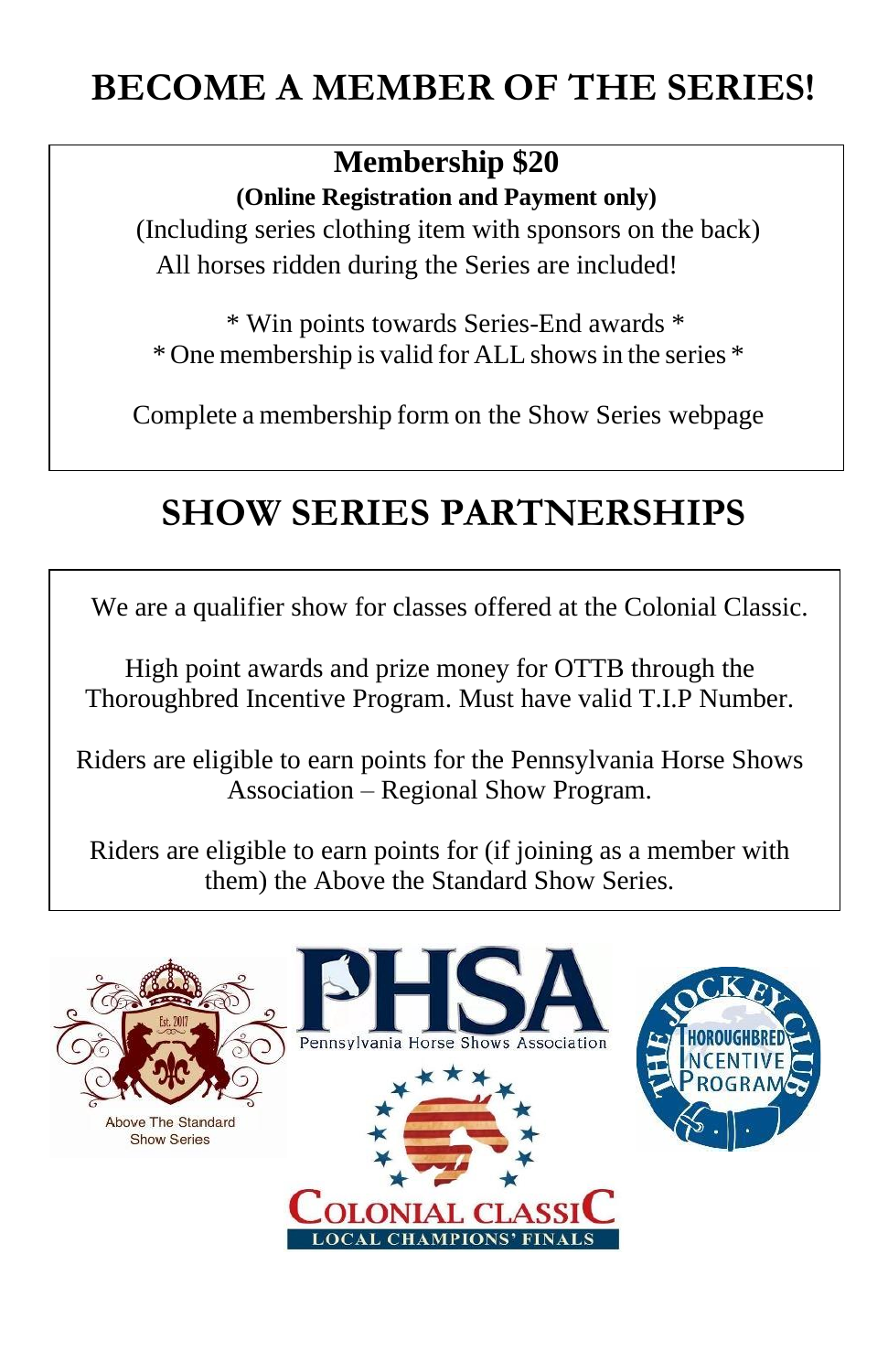# BECOME A MEMBER OF THE SERIES!

**Membership $20**

**(Online Registration and Payment only)**

(Including series clothing item with sponsors on the back)

All horses ridden during the Series are included!

* Win points towards Series-End awards *

* One membership is valid for ALL shows in the series *

Complete a membership form on the Show Series webpage

# SHOW SERIES PARTNERSHIPS

We are a qualifier show for classes offered at the Colonial Classic.

High point awards and prize money for OTTB through the Thoroughbred Incentive Program. Must have valid T.I.P Number.

Riders are eligible to earn points for the Pennsylvania Horse Shows Association – Regional Show Program.

Riders are eligible to earn points for (if joining as a member with them) the Above the Standard Show Series.

Est. 2017

Above The Standard Show Series

PHSA

Pennsylvania Horse Shows Association

COLONIAL CLASSIC

LOCAL CHAMPIONS' FINALS

THE JOCKEY CLUB

THOROUGHBRED INCENTIVE PROGRAM